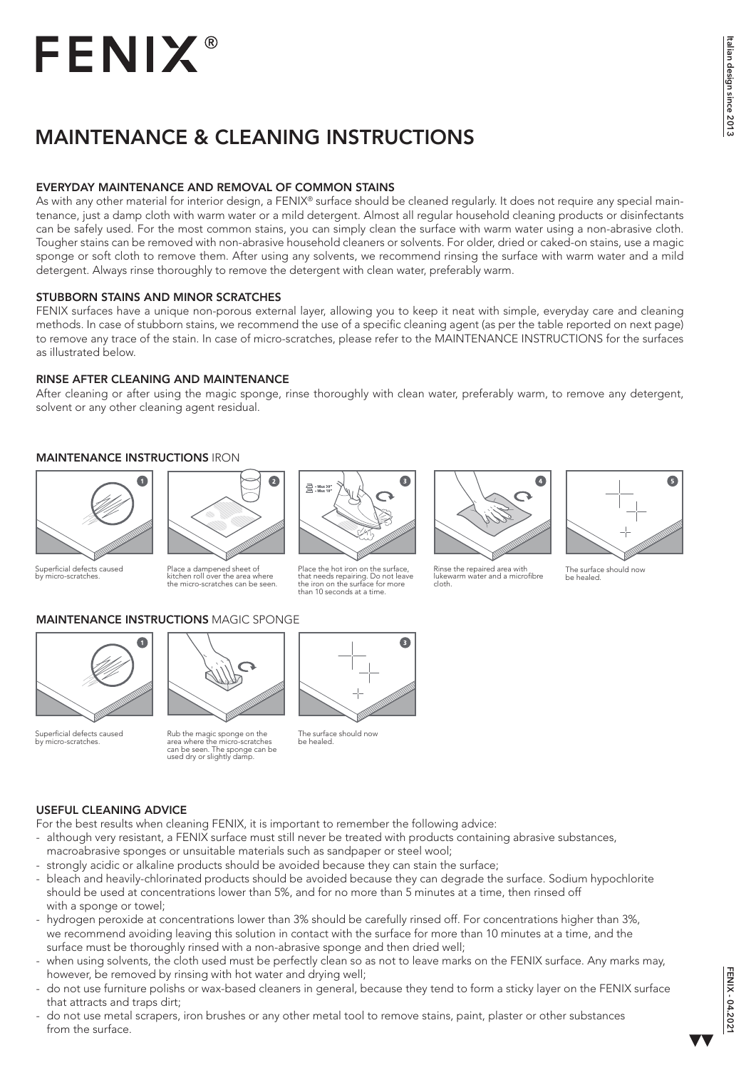# FENIX®

## MAINTENANCE & CLEANING INSTRUCTIONS

### EVERYDAY MAINTENANCE AND REMOVAL OF COMMON STAINS

As with any other material for interior design, a FENIX® surface should be cleaned regularly. It does not require any special maintenance, just a damp cloth with warm water or a mild detergent. Almost all regular household cleaning products or disinfectants can be safely used. For the most common stains, you can simply clean the surface with warm water using a non-abrasive cloth. Tougher stains can be removed with non-abrasive household cleaners or solvents. For older, dried or caked-on stains, use a magic sponge or soft cloth to remove them. After using any solvents, we recommend rinsing the surface with warm water and a mild detergent. Always rinse thoroughly to remove the detergent with clean water, preferably warm.

### STUBBORN STAINS AND MINOR SCRATCHES

FENIX surfaces have a unique non-porous external layer, allowing you to keep it neat with simple, everyday care and cleaning methods. In case of stubborn stains, we recommend the use of a specific cleaning agent (as per the table reported on next page) to remove any trace of the stain. In case of micro-scratches, please refer to the MAINTENANCE INSTRUCTIONS for the surfaces as illustrated below.

### RINSE AFTER CLEANING AND MAINTENANCE

After cleaning or after using the magic sponge, rinse thoroughly with clean water, preferably warm, to remove any detergent, solvent or any other cleaning agent residual.

### MAINTENANCE INSTRUCTIONS IRON

1. Superficial defects caused by micro-scratches.
2. Place a dampened sheet of kitchen roll over the area where the micro-scratches can be seen.
3. Place the hot iron on the surface, that needs repairing. Do not leave the iron on the surface for more than 10 seconds at a time. (Max 30" – Max 10")
4. Rinse the repaired area with lukewarm water and a microfibre cloth.
5. The surface should now be healed.

### MAINTENANCE INSTRUCTIONS MAGIC SPONGE

1. Superficial defects caused by micro-scratches.
2. Rub the magic sponge on the area where the micro-scratches can be seen. The sponge can be used dry or slightly damp.
3. The surface should now be healed.

### USEFUL CLEANING ADVICE

For the best results when cleaning FENIX, it is important to remember the following advice:

- although very resistant, a FENIX surface must still never be treated with products containing abrasive substances, macroabrasive sponges or unsuitable materials such as sandpaper or steel wool;
- strongly acidic or alkaline products should be avoided because they can stain the surface;
- bleach and heavily-chlorinated products should be avoided because they can degrade the surface. Sodium hypochlorite should be used at concentrations lower than 5%, and for no more than 5 minutes at a time, then rinsed off with a sponge or towel;
- hydrogen peroxide at concentrations lower than 3% should be carefully rinsed off. For concentrations higher than 3%, we recommend avoiding leaving this solution in contact with the surface for more than 10 minutes at a time, and the surface must be thoroughly rinsed with a non-abrasive sponge and then dried well;
- when using solvents, the cloth used must be perfectly clean so as not to leave marks on the FENIX surface. Any marks may, however, be removed by rinsing with hot water and drying well;
- do not use furniture polishs or wax-based cleaners in general, because they tend to form a sticky layer on the FENIX surface that attracts and traps dirt;
- do not use metal scrapers, iron brushes or any other metal tool to remove stains, paint, plaster or other substances from the surface.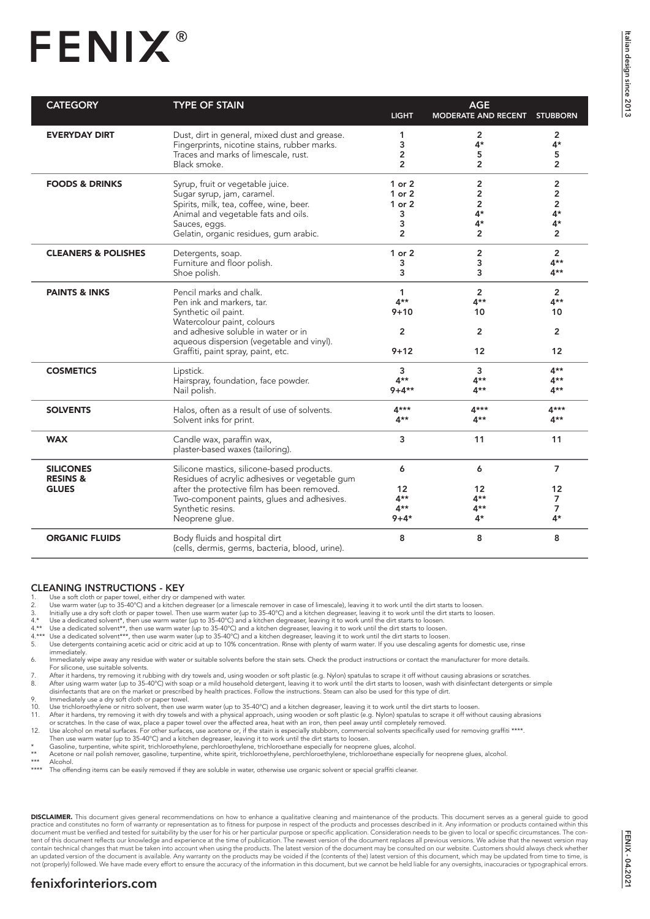# FENIX®

| CATEGORY | TYPE OF STAIN | AGE | | |
|---|---|---|---|---|
| | | LIGHT | MODERATE AND RECENT | STUBBORN |
| **EVERYDAY DIRT** | Dust, dirt in general, mixed dust and grease. | 1 | 2 | 2 |
| | Fingerprints, nicotine stains, rubber marks. | 3 | 4* | 4* |
| | Traces and marks of limescale, rust. | 2 | 5 | 5 |
| | Black smoke. | 2 | 2 | 2 |
| **FOODS & DRINKS** | Syrup, fruit or vegetable juice. | 1 or 2 | 2 | 2 |
| | Sugar syrup, jam, caramel. | 1 or 2 | 2 | 2 |
| | Spirits, milk, tea, coffee, wine, beer. | 1 or 2 | 2 | 2 |
| | Animal and vegetable fats and oils. | 3 | 4* | 4* |
| | Sauces, eggs. | 3 | 4* | 4* |
| | Gelatin, organic residues, gum arabic. | 2 | 2 | 2 |
| **CLEANERS & POLISHES** | Detergents, soap. | 1 or 2 | 2 | 2 |
| | Furniture and floor polish. | 3 | 3 | 4** |
| | Shoe polish. | 3 | 3 | 4** |
| **PAINTS & INKS** | Pencil marks and chalk. | 1 | 2 | 2 |
| | Pen ink and markers, tar. | 4** | 4** | 4** |
| | Synthetic oil paint. | 9+10 | 10 | 10 |
| | Watercolour paint, colours and adhesive soluble in water or in aqueous dispersion (vegetable and vinyl). | 2 | 2 | 2 |
| | Graffiti, paint spray, paint, etc. | 9+12 | 12 | 12 |
| **COSMETICS** | Lipstick. | 3 | 3 | 4** |
| | Hairspray, foundation, face powder. | 4** | 4** | 4** |
| | Nail polish. | 9+4** | 4** | 4** |
| **SOLVENTS** | Halos, often as a result of use of solvents. | 4*** | 4*** | 4*** |
| | Solvent inks for print. | 4** | 4** | 4** |
| **WAX** | Candle wax, paraffin wax, plaster-based waxes (tailoring). | 3 | 11 | 11 |
| **SILICONES RESINS & GLUES** | Silicone mastics, silicone-based products. | 6 | 6 | 7 |
| | Residues of acrylic adhesives or vegetable gum after the protective film has been removed. | 12 | 12 | 12 |
| | Two-component paints, glues and adhesives. | 4** | 4** | 7 |
| | Synthetic resins. | 4** | 4** | 7 |
| | Neoprene glue. | 9+4* | 4* | 4* |
| **ORGANIC FLUIDS** | Body fluids and hospital dirt (cells, dermis, germs, bacteria, blood, urine). | 8 | 8 | 8 |

## CLEANING INSTRUCTIONS - KEY

1. Use a soft cloth or paper towel, either dry or dampened with water.
2. Use warm water (up to 35-40°C) and a kitchen degreaser (or a limescale remover in case of limescale), leaving it to work until the dirt starts to loosen.
3. Initially use a dry soft cloth or paper towel. Then use warm water (up to 35-40°C) and a kitchen degreaser, leaving it to work until the dirt starts to loosen.

4.* Use a dedicated solvent*, then use warm water (up to 35-40°C) and a kitchen degreaser, leaving it to work until the dirt starts to loosen.
4.** Use a dedicated solvent**, then use warm water (up to 35-40°C) and a kitchen degreaser, leaving it to work until the dirt starts to loosen.
4.*** Use a dedicated solvent***, then use warm water (up to 35-40°C) and a kitchen degreaser, leaving it to work until the dirt starts to loosen.

5. Use detergents containing acetic acid or citric acid at up to 10% concentration. Rinse with plenty of warm water. If you use descaling agents for domestic use, rinse immediately.
6. Immediately wipe away any residue with water or suitable solvents before the stain sets. Check the product instructions or contact the manufacturer for more details. For silicone, use suitable solvents.
7. After it hardens, try removing it rubbing with dry towels and, using wooden or soft plastic (e.g. Nylon) spatulas to scrape it off without causing abrasions or scratches.
8. After using warm water (up to 35-40°C) with soap or a mild household detergent, leaving it to work until the dirt starts to loosen, wash with disinfectant detergents or simple disinfectants that are on the market or prescribed by health practices. Follow the instructions. Steam can also be used for this type of dirt.
9. Immediately use a dry soft cloth or paper towel.
10. Use trichloroethylene or nitro solvent, then use warm water (up to 35-40°C) and a kitchen degreaser, leaving it to work until the dirt starts to loosen.
11. After it hardens, try removing it with dry towels and with a physical approach, using wooden or soft plastic (e.g. Nylon) spatulas to scrape it off without causing abrasions or scratches. In the case of wax, place a paper towel over the affected area, heat with an iron, then peel away until completely removed.
12. Use alcohol on metal surfaces. For other surfaces, use acetone or, if the stain is especially stubborn, commercial solvents specifically used for removing graffiti ****. Then use warm water (up to 35-40°C) and a kitchen degreaser, leaving it to work until the dirt starts to loosen.

\* Gasoline, turpentine, white spirit, trichloroethylene, perchloroethylene, trichloroethane especially for neoprene glues, alcohol.
\** Acetone or nail polish remover, gasoline, turpentine, white spirit, trichloroethylene, perchloroethylene, trichloroethane especially for neoprene glues, alcohol.
\*** Alcohol.
\**** The offending items can be easily removed if they are soluble in water, otherwise use organic solvent or special graffiti cleaner.

**DISCLAIMER.** This document gives general recommendations on how to enhance a qualitative cleaning and maintenance of the products. This document serves as a general guide to good practice and constitutes no form of warranty or representation as to fitness for purpose in respect of the products and processes described in it. Any information or products contained within this document must be verified and tested for suitability by the user for his or her particular purpose or specific application. Consideration needs to be given to local or specific circumstances. The content of this document reflects our knowledge and experience at the time of publication. The newest version of the document replaces all previous versions. We advise that the newest version may contain technical changes that must be taken into account when using the products. The latest version of the document may be consulted on our website. Customers should always check whether an updated version of the document is available. Any warranty on the products may be voided if the (contents of the) latest version of this document, which may be updated from time to time, is not (properly) followed. We have made every effort to ensure the accuracy of the information in this document, but we cannot be held liable for any oversights, inaccuracies or typographical errors.

fenixforinteriors.com

Italian design since 2013

FENIX - 04.2021